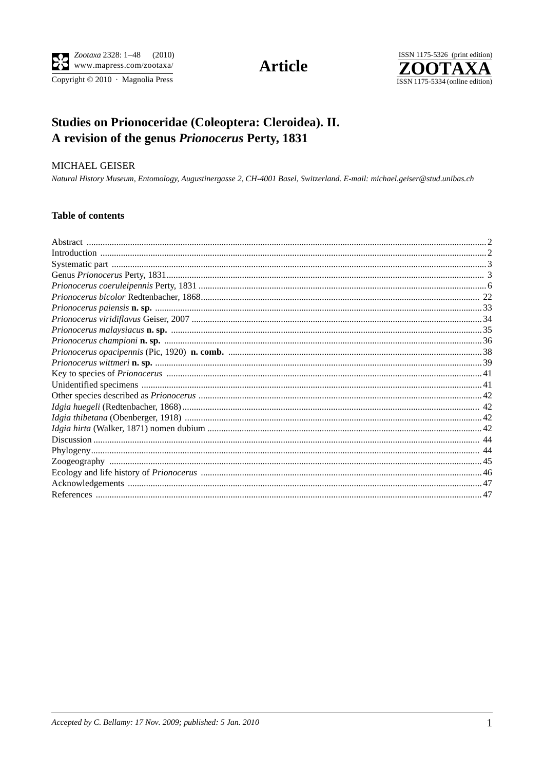# Studies on Prionoceridae (Coleoptera: Cleroidea). II. A revision of the genus *Prionocerus* Perty, 1831

MICHAEL GEISER

*Natural History Museum, Entomology, Augustinergasse 2, CH-4001 Basel, Switzerland. E-mail: michael.geiser@stud.unibas.ch*

## Table of contents

Abstract ... 2
Introduction ... 2
Systematic part ... 3
Genus *Prionocerus* Perty, 1831 ... 3
*Prionocerus coeruleipennis* Perty, 1831 ... 6
*Prionocerus bicolor* Redtenbacher, 1868 ... 22
*Prionocerus paiensis* **n. sp.** ... 33
*Prionocerus viridiflavus* Geiser, 2007 ... 34
*Prionocerus malaysiacus* **n. sp.** ... 35
*Prionocerus championi* **n. sp.** ... 36
*Prionocerus opacipennis* (Pic, 1920) **n. comb.** ... 38
*Prionocerus wittmeri* **n. sp.** ... 39
Key to species of *Prionocerus* ... 41
Unidentified specimens ... 41
Other species described as *Prionocerus* ... 42
*Idgia huegeli* (Redtenbacher, 1868) ... 42
*Idgia thibetana* (Obenberger, 1918) ... 42
*Idgia hirta* (Walker, 1871) nomen dubium ... 42
Discussion ... 44
Phylogeny ... 44
Zoogeography ... 45
Ecology and life history of *Prionocerus* ... 46
Acknowledgements ... 47
References ... 47

*Accepted by C. Bellamy: 17 Nov. 2009; published: 5 Jan. 2010*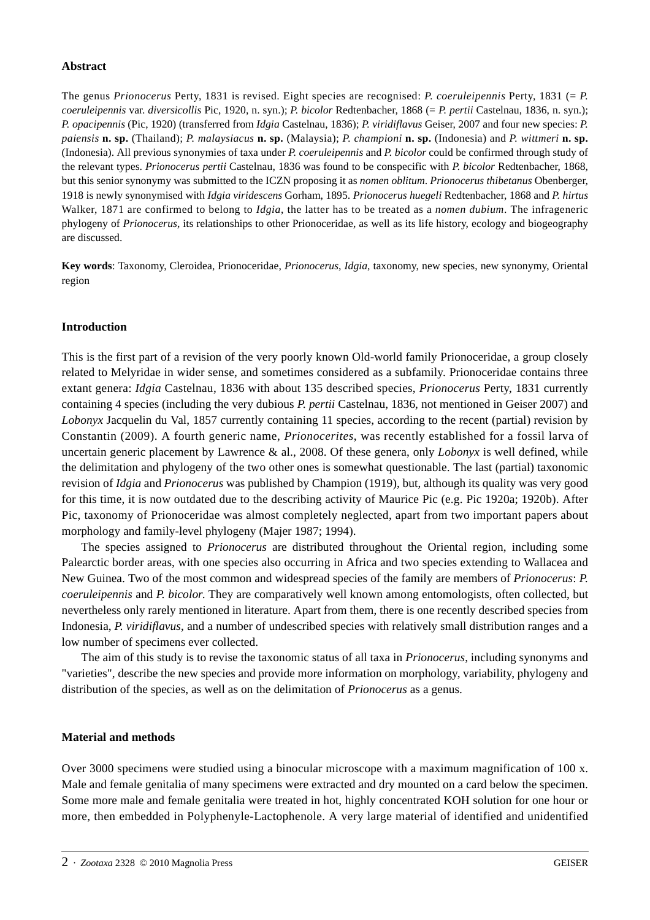## Abstract

The genus *Prionocerus* Perty, 1831 is revised. Eight species are recognised: *P. coeruleipennis* Perty, 1831 (= *P. coeruleipennis* var. *diversicollis* Pic, 1920, n. syn.); *P. bicolor* Redtenbacher, 1868 (= *P. pertii* Castelnau, 1836, n. syn.); *P. opacipennis* (Pic, 1920) (transferred from *Idgia* Castelnau, 1836); *P. viridiflavus* Geiser, 2007 and four new species: *P. paiensis* **n. sp.** (Thailand); *P. malaysiacus* **n. sp.** (Malaysia); *P. championi* **n. sp.** (Indonesia) and *P. wittmeri* **n. sp.** (Indonesia). All previous synonymies of taxa under *P. coeruleipennis* and *P. bicolor* could be confirmed through study of the relevant types. *Prionocerus pertii* Castelnau, 1836 was found to be conspecific with *P. bicolor* Redtenbacher, 1868, but this senior synonymy was submitted to the ICZN proposing it as *nomen oblitum*. *Prionocerus thibetanus* Obenberger, 1918 is newly synonymised with *Idgia viridescens* Gorham, 1895. *Prionocerus huegeli* Redtenbacher, 1868 and *P. hirtus* Walker, 1871 are confirmed to belong to *Idgia*, the latter has to be treated as a *nomen dubium*. The infrageneric phylogeny of *Prionocerus*, its relationships to other Prionoceridae, as well as its life history, ecology and biogeography are discussed.

**Key words**: Taxonomy, Cleroidea, Prionoceridae, *Prionocerus*, *Idgia*, taxonomy, new species, new synonymy, Oriental region

## Introduction

This is the first part of a revision of the very poorly known Old-world family Prionoceridae, a group closely related to Melyridae in wider sense, and sometimes considered as a subfamily. Prionoceridae contains three extant genera: *Idgia* Castelnau, 1836 with about 135 described species, *Prionocerus* Perty, 1831 currently containing 4 species (including the very dubious *P. pertii* Castelnau, 1836, not mentioned in Geiser 2007) and *Lobonyx* Jacquelin du Val, 1857 currently containing 11 species, according to the recent (partial) revision by Constantin (2009). A fourth generic name, *Prionocerites*, was recently established for a fossil larva of uncertain generic placement by Lawrence & al., 2008. Of these genera, only *Lobonyx* is well defined, while the delimitation and phylogeny of the two other ones is somewhat questionable. The last (partial) taxonomic revision of *Idgia* and *Prionocerus* was published by Champion (1919), but, although its quality was very good for this time, it is now outdated due to the describing activity of Maurice Pic (e.g. Pic 1920a; 1920b). After Pic, taxonomy of Prionoceridae was almost completely neglected, apart from two important papers about morphology and family-level phylogeny (Majer 1987; 1994).

The species assigned to *Prionocerus* are distributed throughout the Oriental region, including some Palearctic border areas, with one species also occurring in Africa and two species extending to Wallacea and New Guinea. Two of the most common and widespread species of the family are members of *Prionocerus*: *P. coeruleipennis* and *P. bicolor.* They are comparatively well known among entomologists, often collected, but nevertheless only rarely mentioned in literature. Apart from them, there is one recently described species from Indonesia, *P. viridiflavus*, and a number of undescribed species with relatively small distribution ranges and a low number of specimens ever collected.

The aim of this study is to revise the taxonomic status of all taxa in *Prionocerus*, including synonyms and "varieties", describe the new species and provide more information on morphology, variability, phylogeny and distribution of the species, as well as on the delimitation of *Prionocerus* as a genus.

## Material and methods

Over 3000 specimens were studied using a binocular microscope with a maximum magnification of 100 x. Male and female genitalia of many specimens were extracted and dry mounted on a card below the specimen. Some more male and female genitalia were treated in hot, highly concentrated KOH solution for one hour or more, then embedded in Polyphenyle-Lactophenole. A very large material of identified and unidentified